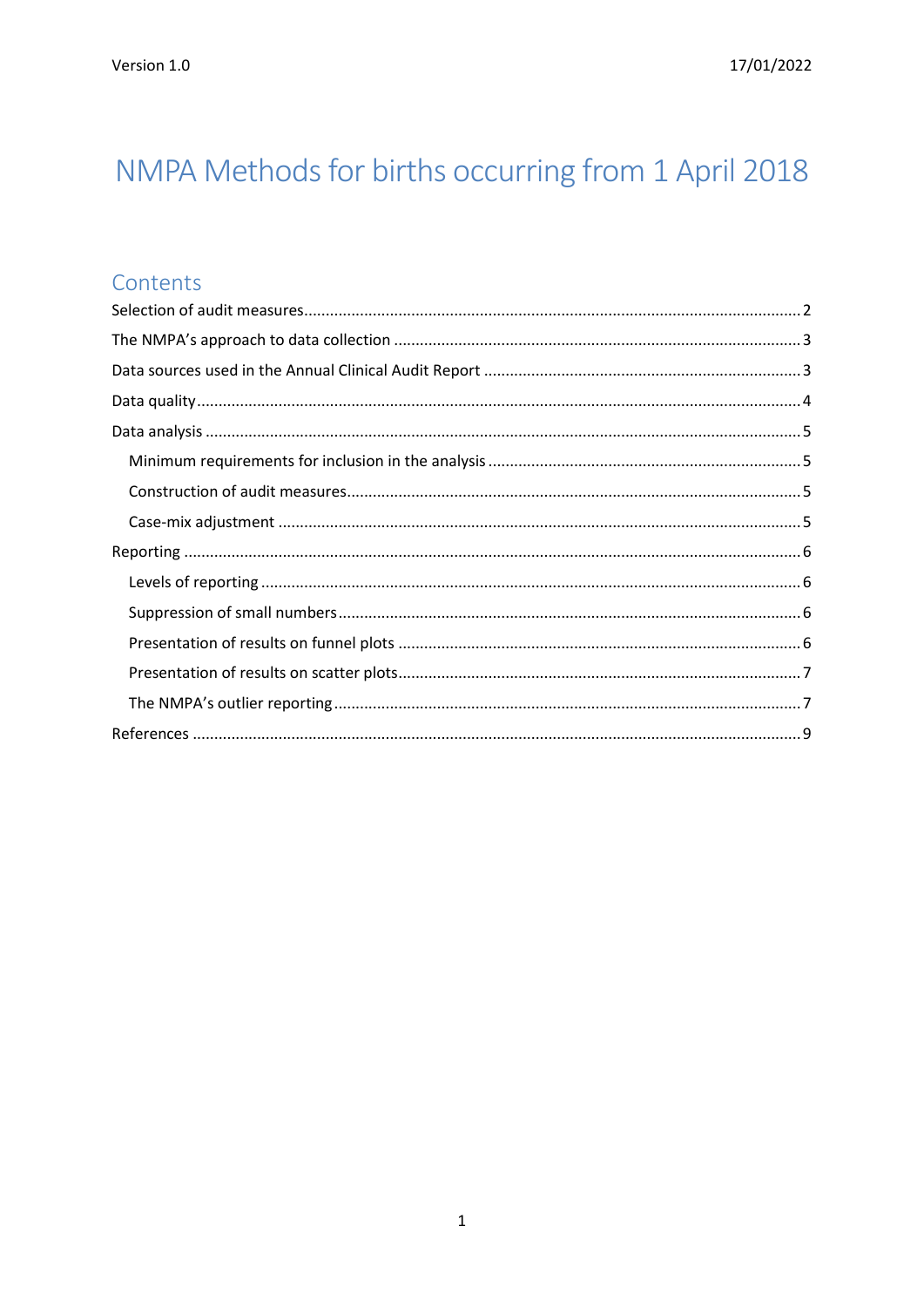# NMPA Methods for births occurring from 1 April 2018

## Contents

- Selection of audit measures ... 2
- The NMPA's approach to data collection ... 3
- Data sources used in the Annual Clinical Audit Report ... 3
- Data quality ... 4
- Data analysis ... 5
  - Minimum requirements for inclusion in the analysis ... 5
  - Construction of audit measures ... 5
  - Case-mix adjustment ... 5
- Reporting ... 6
  - Levels of reporting ... 6
  - Suppression of small numbers ... 6
  - Presentation of results on funnel plots ... 6
  - Presentation of results on scatter plots ... 7
  - The NMPA's outlier reporting ... 7
- References ... 9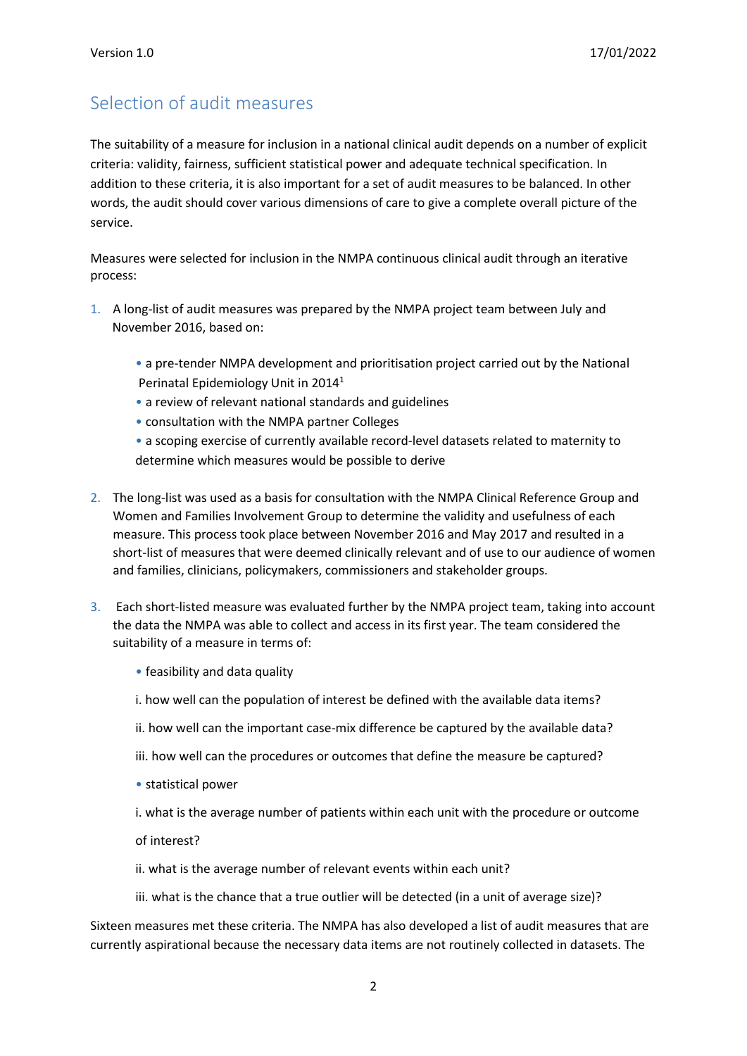## Selection of audit measures

The suitability of a measure for inclusion in a national clinical audit depends on a number of explicit criteria: validity, fairness, sufficient statistical power and adequate technical specification. In addition to these criteria, it is also important for a set of audit measures to be balanced. In other words, the audit should cover various dimensions of care to give a complete overall picture of the service.

Measures were selected for inclusion in the NMPA continuous clinical audit through an iterative process:

1. A long-list of audit measures was prepared by the NMPA project team between July and November 2016, based on:

    - a pre-tender NMPA development and prioritisation project carried out by the National Perinatal Epidemiology Unit in 2014[1]
    - a review of relevant national standards and guidelines
    - consultation with the NMPA partner Colleges
    - a scoping exercise of currently available record-level datasets related to maternity to determine which measures would be possible to derive

2. The long-list was used as a basis for consultation with the NMPA Clinical Reference Group and Women and Families Involvement Group to determine the validity and usefulness of each measure. This process took place between November 2016 and May 2017 and resulted in a short-list of measures that were deemed clinically relevant and of use to our audience of women and families, clinicians, policymakers, commissioners and stakeholder groups.

3. Each short-listed measure was evaluated further by the NMPA project team, taking into account the data the NMPA was able to collect and access in its first year. The team considered the suitability of a measure in terms of:

    - feasibility and data quality

      i. how well can the population of interest be defined with the available data items?

      ii. how well can the important case-mix difference be captured by the available data?

      iii. how well can the procedures or outcomes that define the measure be captured?

    - statistical power

      i. what is the average number of patients within each unit with the procedure or outcome of interest?

      ii. what is the average number of relevant events within each unit?

      iii. what is the chance that a true outlier will be detected (in a unit of average size)?

Sixteen measures met these criteria. The NMPA has also developed a list of audit measures that are currently aspirational because the necessary data items are not routinely collected in datasets. The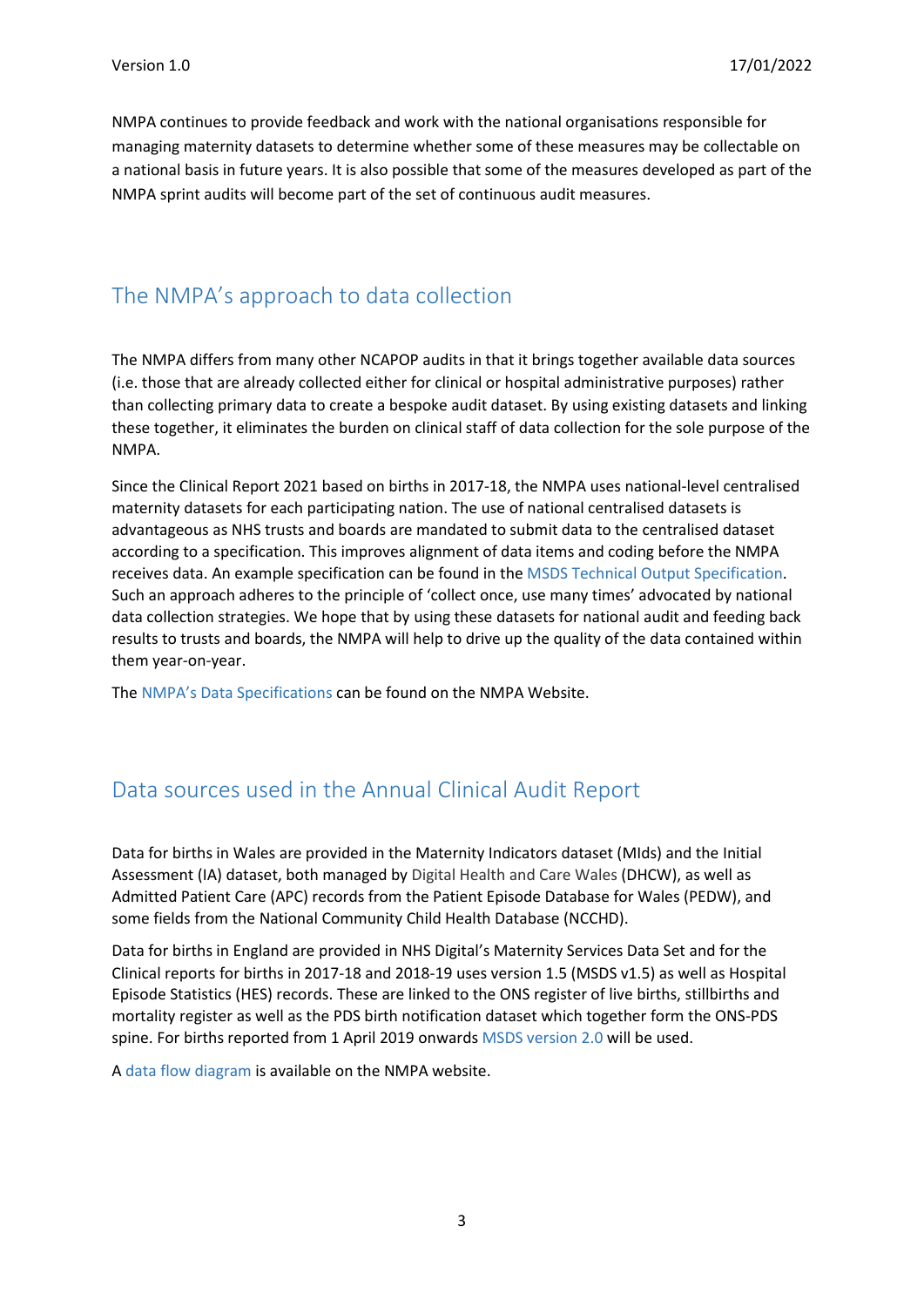NMPA continues to provide feedback and work with the national organisations responsible for managing maternity datasets to determine whether some of these measures may be collectable on a national basis in future years. It is also possible that some of the measures developed as part of the NMPA sprint audits will become part of the set of continuous audit measures.

## The NMPA's approach to data collection

The NMPA differs from many other NCAPOP audits in that it brings together available data sources (i.e. those that are already collected either for clinical or hospital administrative purposes) rather than collecting primary data to create a bespoke audit dataset. By using existing datasets and linking these together, it eliminates the burden on clinical staff of data collection for the sole purpose of the NMPA.

Since the Clinical Report 2021 based on births in 2017-18, the NMPA uses national-level centralised maternity datasets for each participating nation. The use of national centralised datasets is advantageous as NHS trusts and boards are mandated to submit data to the centralised dataset according to a specification. This improves alignment of data items and coding before the NMPA receives data. An example specification can be found in the MSDS Technical Output Specification. Such an approach adheres to the principle of 'collect once, use many times' advocated by national data collection strategies. We hope that by using these datasets for national audit and feeding back results to trusts and boards, the NMPA will help to drive up the quality of the data contained within them year-on-year.

The NMPA's Data Specifications can be found on the NMPA Website.

## Data sources used in the Annual Clinical Audit Report

Data for births in Wales are provided in the Maternity Indicators dataset (MIds) and the Initial Assessment (IA) dataset, both managed by Digital Health and Care Wales (DHCW), as well as Admitted Patient Care (APC) records from the Patient Episode Database for Wales (PEDW), and some fields from the National Community Child Health Database (NCCHD).

Data for births in England are provided in NHS Digital's Maternity Services Data Set and for the Clinical reports for births in 2017-18 and 2018-19 uses version 1.5 (MSDS v1.5) as well as Hospital Episode Statistics (HES) records. These are linked to the ONS register of live births, stillbirths and mortality register as well as the PDS birth notification dataset which together form the ONS-PDS spine. For births reported from 1 April 2019 onwards MSDS version 2.0 will be used.

A data flow diagram is available on the NMPA website.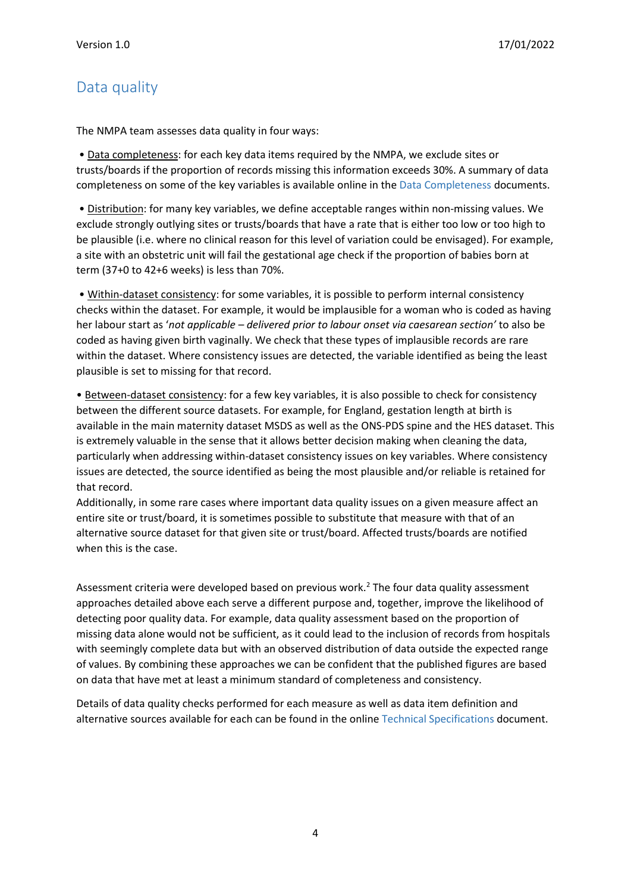## Data quality

The NMPA team assesses data quality in four ways:

- Data completeness: for each key data items required by the NMPA, we exclude sites or trusts/boards if the proportion of records missing this information exceeds 30%. A summary of data completeness on some of the key variables is available online in the Data Completeness documents.

- Distribution: for many key variables, we define acceptable ranges within non-missing values. We exclude strongly outlying sites or trusts/boards that have a rate that is either too low or too high to be plausible (i.e. where no clinical reason for this level of variation could be envisaged). For example, a site with an obstetric unit will fail the gestational age check if the proportion of babies born at term (37+0 to 42+6 weeks) is less than 70%.

- Within-dataset consistency: for some variables, it is possible to perform internal consistency checks within the dataset. For example, it would be implausible for a woman who is coded as having her labour start as '*not applicable – delivered prior to labour onset via caesarean section*' to also be coded as having given birth vaginally. We check that these types of implausible records are rare within the dataset. Where consistency issues are detected, the variable identified as being the least plausible is set to missing for that record.

- Between-dataset consistency: for a few key variables, it is also possible to check for consistency between the different source datasets. For example, for England, gestation length at birth is available in the main maternity dataset MSDS as well as the ONS-PDS spine and the HES dataset. This is extremely valuable in the sense that it allows better decision making when cleaning the data, particularly when addressing within-dataset consistency issues on key variables. Where consistency issues are detected, the source identified as being the most plausible and/or reliable is retained for that record.
  Additionally, in some rare cases where important data quality issues on a given measure affect an entire site or trust/board, it is sometimes possible to substitute that measure with that of an alternative source dataset for that given site or trust/board. Affected trusts/boards are notified when this is the case.

Assessment criteria were developed based on previous work.[2] The four data quality assessment approaches detailed above each serve a different purpose and, together, improve the likelihood of detecting poor quality data. For example, data quality assessment based on the proportion of missing data alone would not be sufficient, as it could lead to the inclusion of records from hospitals with seemingly complete data but with an observed distribution of data outside the expected range of values. By combining these approaches we can be confident that the published figures are based on data that have met at least a minimum standard of completeness and consistency.

Details of data quality checks performed for each measure as well as data item definition and alternative sources available for each can be found in the online Technical Specifications document.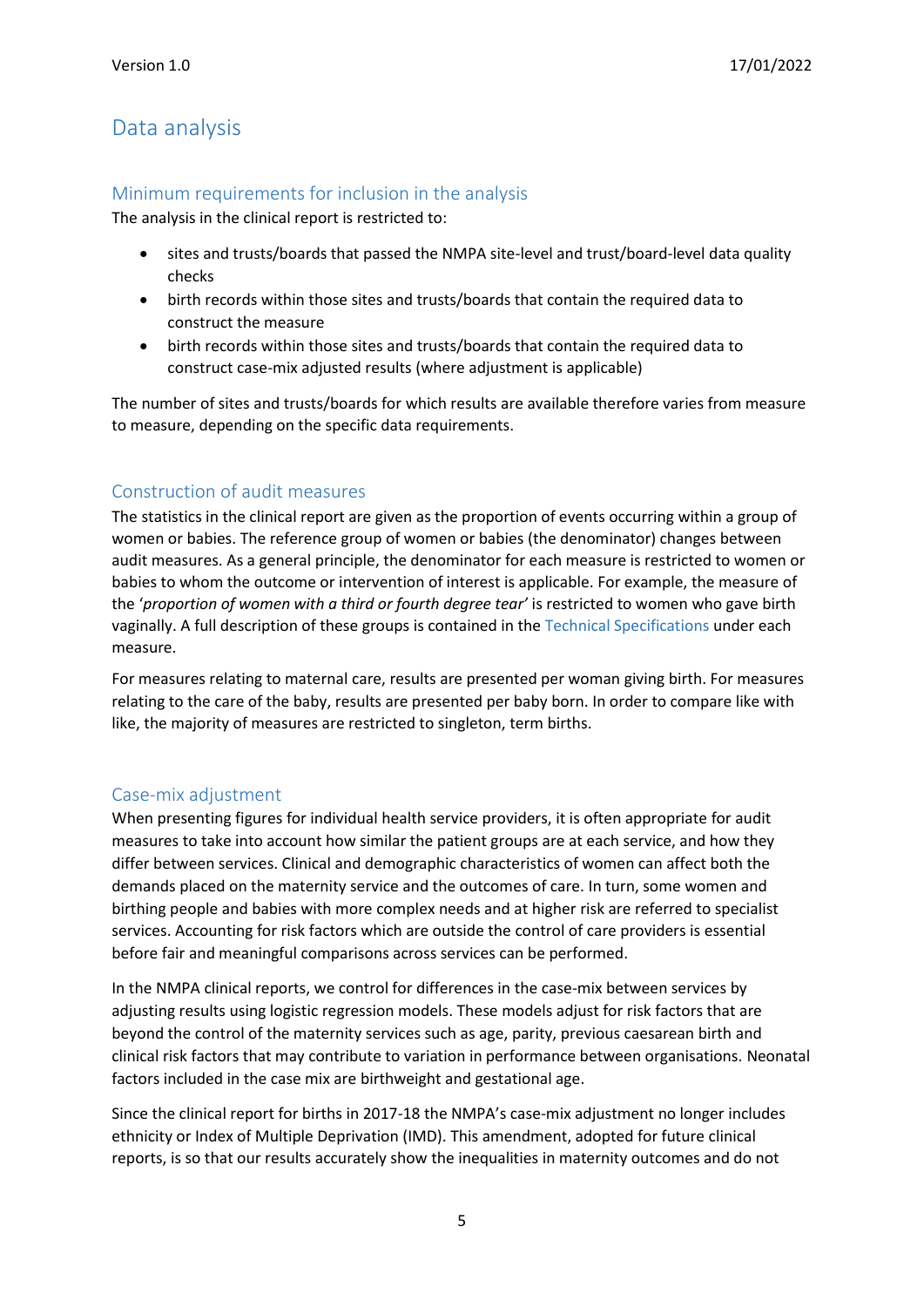# Data analysis

## Minimum requirements for inclusion in the analysis

The analysis in the clinical report is restricted to:

- sites and trusts/boards that passed the NMPA site-level and trust/board-level data quality checks
- birth records within those sites and trusts/boards that contain the required data to construct the measure
- birth records within those sites and trusts/boards that contain the required data to construct case-mix adjusted results (where adjustment is applicable)

The number of sites and trusts/boards for which results are available therefore varies from measure to measure, depending on the specific data requirements.

## Construction of audit measures

The statistics in the clinical report are given as the proportion of events occurring within a group of women or babies. The reference group of women or babies (the denominator) changes between audit measures. As a general principle, the denominator for each measure is restricted to women or babies to whom the outcome or intervention of interest is applicable. For example, the measure of the '*proportion of women with a third or fourth degree tear*' is restricted to women who gave birth vaginally. A full description of these groups is contained in the Technical Specifications under each measure.

For measures relating to maternal care, results are presented per woman giving birth. For measures relating to the care of the baby, results are presented per baby born. In order to compare like with like, the majority of measures are restricted to singleton, term births.

## Case-mix adjustment

When presenting figures for individual health service providers, it is often appropriate for audit measures to take into account how similar the patient groups are at each service, and how they differ between services. Clinical and demographic characteristics of women can affect both the demands placed on the maternity service and the outcomes of care. In turn, some women and birthing people and babies with more complex needs and at higher risk are referred to specialist services. Accounting for risk factors which are outside the control of care providers is essential before fair and meaningful comparisons across services can be performed.

In the NMPA clinical reports, we control for differences in the case-mix between services by adjusting results using logistic regression models. These models adjust for risk factors that are beyond the control of the maternity services such as age, parity, previous caesarean birth and clinical risk factors that may contribute to variation in performance between organisations. Neonatal factors included in the case mix are birthweight and gestational age.

Since the clinical report for births in 2017-18 the NMPA's case-mix adjustment no longer includes ethnicity or Index of Multiple Deprivation (IMD). This amendment, adopted for future clinical reports, is so that our results accurately show the inequalities in maternity outcomes and do not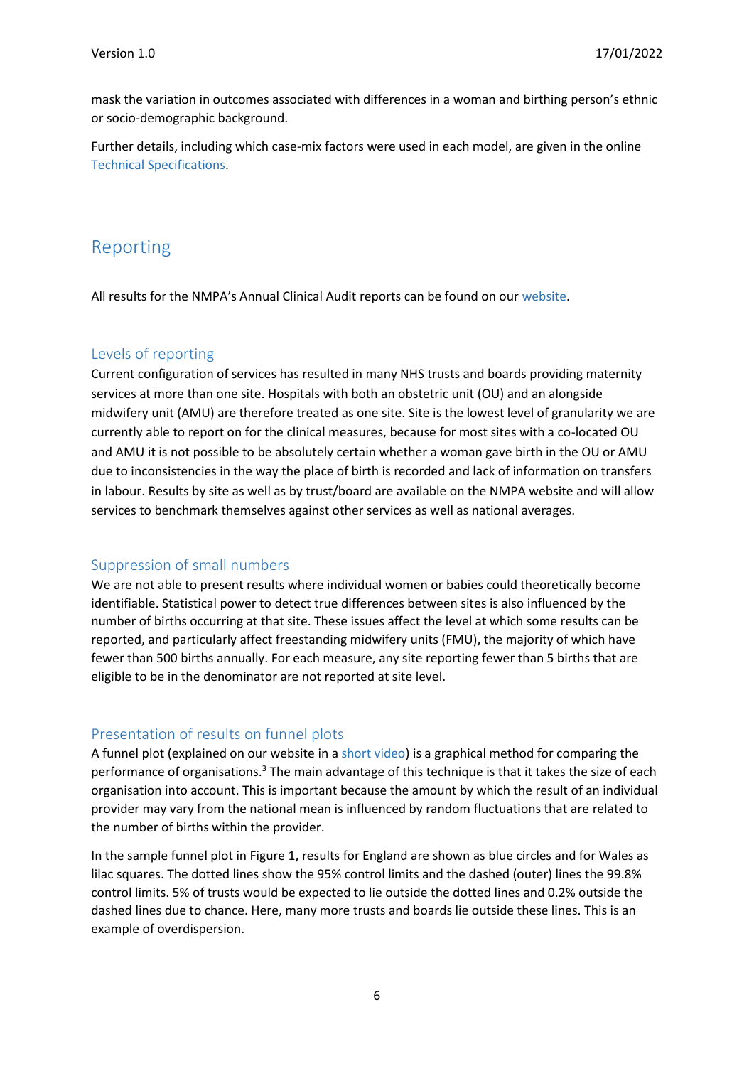mask the variation in outcomes associated with differences in a woman and birthing person's ethnic or socio-demographic background.

Further details, including which case-mix factors were used in each model, are given in the online Technical Specifications.

## Reporting

All results for the NMPA's Annual Clinical Audit reports can be found on our website.

### Levels of reporting

Current configuration of services has resulted in many NHS trusts and boards providing maternity services at more than one site. Hospitals with both an obstetric unit (OU) and an alongside midwifery unit (AMU) are therefore treated as one site. Site is the lowest level of granularity we are currently able to report on for the clinical measures, because for most sites with a co-located OU and AMU it is not possible to be absolutely certain whether a woman gave birth in the OU or AMU due to inconsistencies in the way the place of birth is recorded and lack of information on transfers in labour. Results by site as well as by trust/board are available on the NMPA website and will allow services to benchmark themselves against other services as well as national averages.

### Suppression of small numbers

We are not able to present results where individual women or babies could theoretically become identifiable. Statistical power to detect true differences between sites is also influenced by the number of births occurring at that site. These issues affect the level at which some results can be reported, and particularly affect freestanding midwifery units (FMU), the majority of which have fewer than 500 births annually. For each measure, any site reporting fewer than 5 births that are eligible to be in the denominator are not reported at site level.

### Presentation of results on funnel plots

A funnel plot (explained on our website in a short video) is a graphical method for comparing the performance of organisations.[3] The main advantage of this technique is that it takes the size of each organisation into account. This is important because the amount by which the result of an individual provider may vary from the national mean is influenced by random fluctuations that are related to the number of births within the provider.

In the sample funnel plot in Figure 1, results for England are shown as blue circles and for Wales as lilac squares. The dotted lines show the 95% control limits and the dashed (outer) lines the 99.8% control limits. 5% of trusts would be expected to lie outside the dotted lines and 0.2% outside the dashed lines due to chance. Here, many more trusts and boards lie outside these lines. This is an example of overdispersion.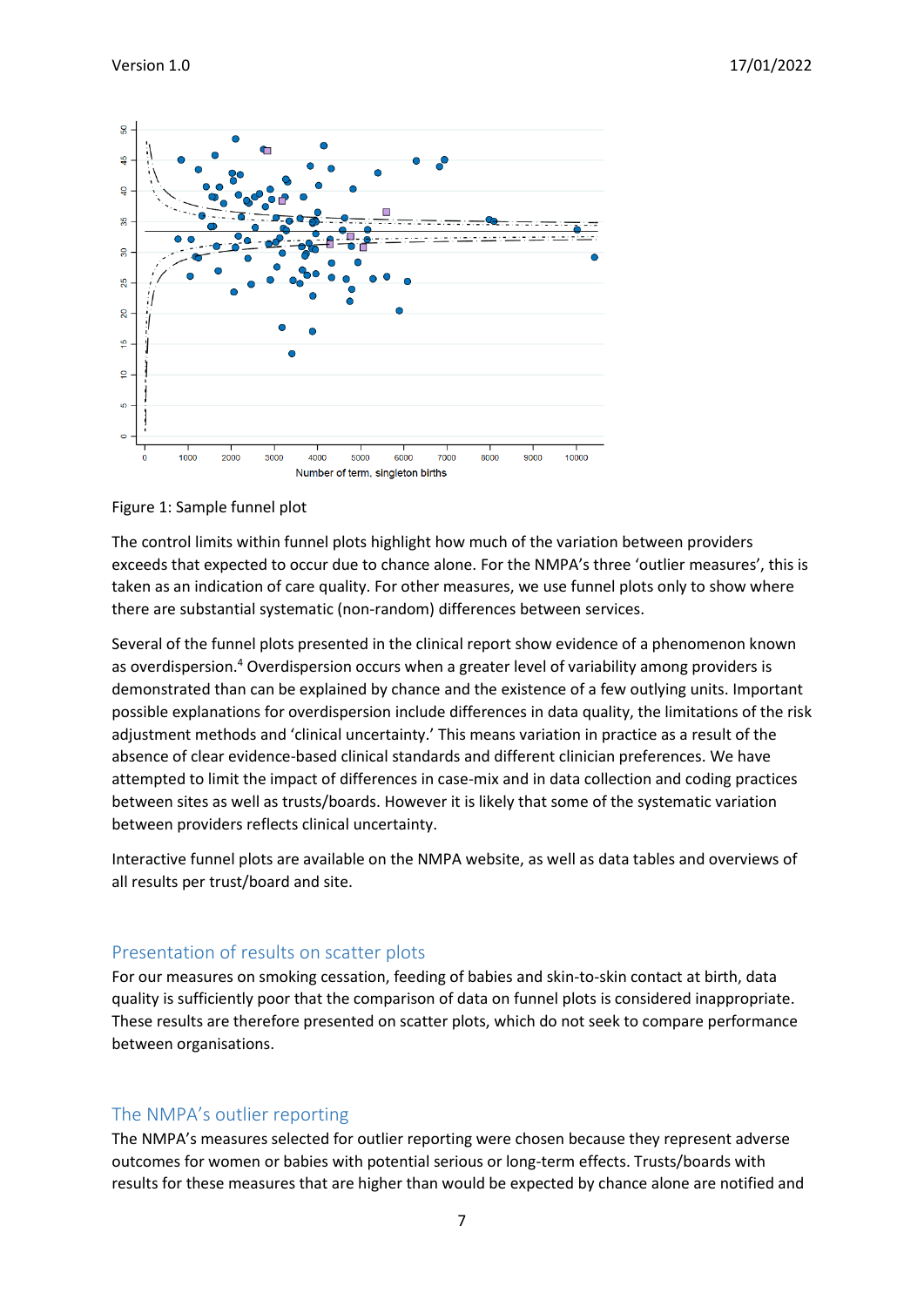Figure 1: Sample funnel plot

The control limits within funnel plots highlight how much of the variation between providers exceeds that expected to occur due to chance alone. For the NMPA's three 'outlier measures', this is taken as an indication of care quality. For other measures, we use funnel plots only to show where there are substantial systematic (non-random) differences between services.

Several of the funnel plots presented in the clinical report show evidence of a phenomenon known as overdispersion.[4] Overdispersion occurs when a greater level of variability among providers is demonstrated than can be explained by chance and the existence of a few outlying units. Important possible explanations for overdispersion include differences in data quality, the limitations of the risk adjustment methods and 'clinical uncertainty.' This means variation in practice as a result of the absence of clear evidence-based clinical standards and different clinician preferences. We have attempted to limit the impact of differences in case-mix and in data collection and coding practices between sites as well as trusts/boards. However it is likely that some of the systematic variation between providers reflects clinical uncertainty.

Interactive funnel plots are available on the NMPA website, as well as data tables and overviews of all results per trust/board and site.

## Presentation of results on scatter plots

For our measures on smoking cessation, feeding of babies and skin-to-skin contact at birth, data quality is sufficiently poor that the comparison of data on funnel plots is considered inappropriate. These results are therefore presented on scatter plots, which do not seek to compare performance between organisations.

## The NMPA's outlier reporting

The NMPA's measures selected for outlier reporting were chosen because they represent adverse outcomes for women or babies with potential serious or long-term effects. Trusts/boards with results for these measures that are higher than would be expected by chance alone are notified and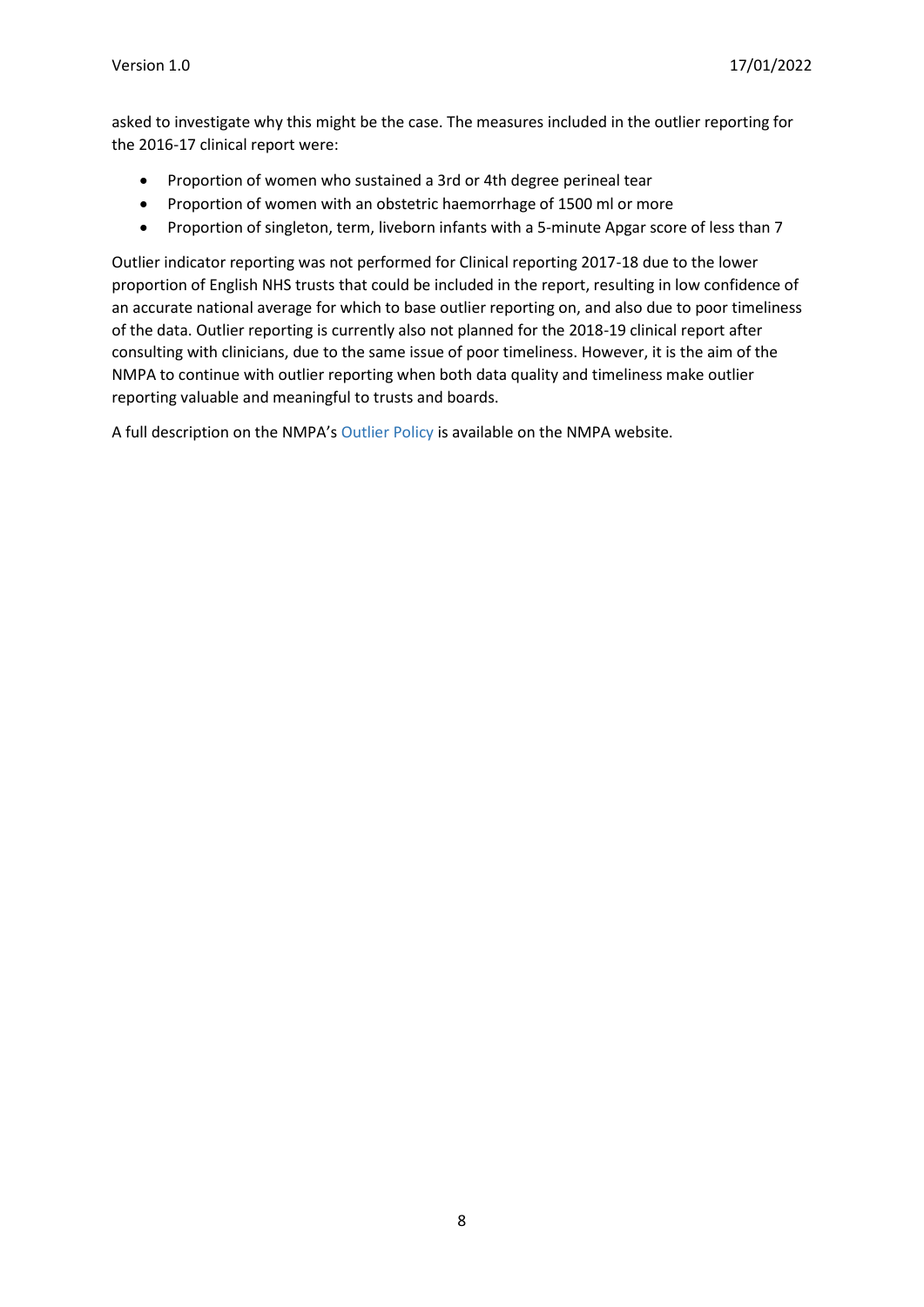asked to investigate why this might be the case. The measures included in the outlier reporting for the 2016-17 clinical report were:

- Proportion of women who sustained a 3rd or 4th degree perineal tear
- Proportion of women with an obstetric haemorrhage of 1500 ml or more
- Proportion of singleton, term, liveborn infants with a 5-minute Apgar score of less than 7

Outlier indicator reporting was not performed for Clinical reporting 2017-18 due to the lower proportion of English NHS trusts that could be included in the report, resulting in low confidence of an accurate national average for which to base outlier reporting on, and also due to poor timeliness of the data. Outlier reporting is currently also not planned for the 2018-19 clinical report after consulting with clinicians, due to the same issue of poor timeliness. However, it is the aim of the NMPA to continue with outlier reporting when both data quality and timeliness make outlier reporting valuable and meaningful to trusts and boards.

A full description on the NMPA's Outlier Policy is available on the NMPA website.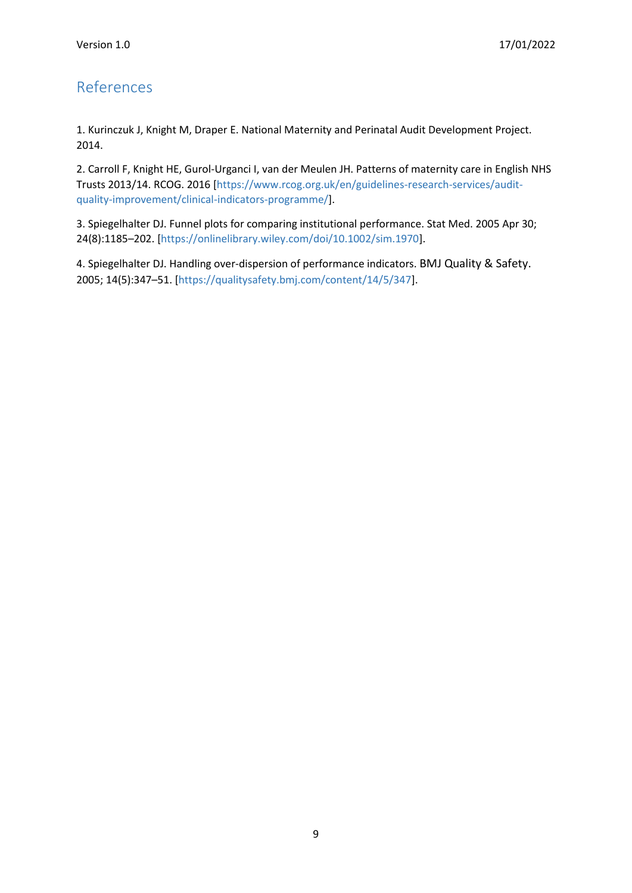# References

1. Kurinczuk J, Knight M, Draper E. National Maternity and Perinatal Audit Development Project. 2014.

2. Carroll F, Knight HE, Gurol-Urganci I, van der Meulen JH. Patterns of maternity care in English NHS Trusts 2013/14. RCOG. 2016 [https://www.rcog.org.uk/en/guidelines-research-services/audit-quality-improvement/clinical-indicators-programme/].

3. Spiegelhalter DJ. Funnel plots for comparing institutional performance. Stat Med. 2005 Apr 30; 24(8):1185–202. [https://onlinelibrary.wiley.com/doi/10.1002/sim.1970].

4. Spiegelhalter DJ. Handling over-dispersion of performance indicators. BMJ Quality & Safety. 2005; 14(5):347–51. [https://qualitysafety.bmj.com/content/14/5/347].